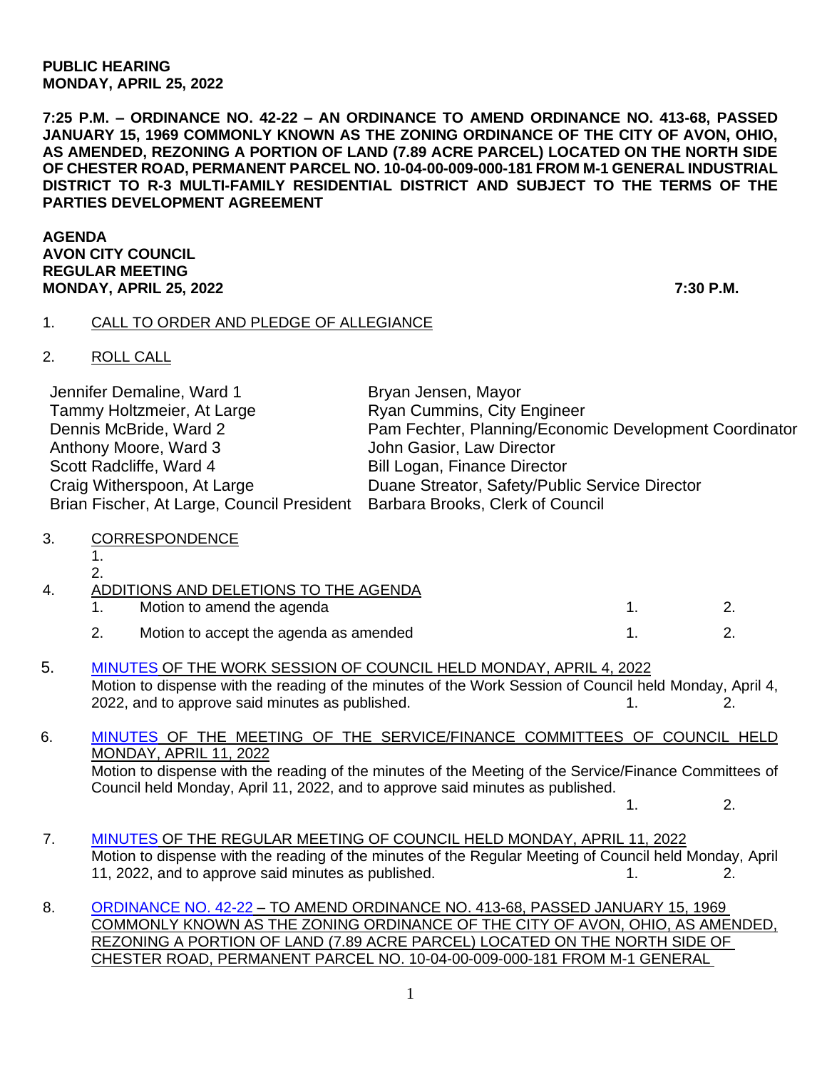**PUBLIC HEARING**
**MONDAY, APRIL 25, 2022**

**7:25 P.M. – ORDINANCE NO. 42-22 – AN ORDINANCE TO AMEND ORDINANCE NO. 413-68, PASSED JANUARY 15, 1969 COMMONLY KNOWN AS THE ZONING ORDINANCE OF THE CITY OF AVON, OHIO, AS AMENDED, REZONING A PORTION OF LAND (7.89 ACRE PARCEL) LOCATED ON THE NORTH SIDE OF CHESTER ROAD, PERMANENT PARCEL NO. 10-04-00-009-000-181 FROM M-1 GENERAL INDUSTRIAL DISTRICT TO R-3 MULTI-FAMILY RESIDENTIAL DISTRICT AND SUBJECT TO THE TERMS OF THE PARTIES DEVELOPMENT AGREEMENT**

**AGENDA**
**AVON CITY COUNCIL**
**REGULAR MEETING**
**MONDAY, APRIL 25, 2022** **7:30 P.M.**

1. CALL TO ORDER AND PLEDGE OF ALLEGIANCE

2. ROLL CALL

| | |
|---|---|
| Jennifer Demaline, Ward 1 | Bryan Jensen, Mayor |
| Tammy Holtzmeier, At Large | Ryan Cummins, City Engineer |
| Dennis McBride, Ward 2 | Pam Fechter, Planning/Economic Development Coordinator |
| Anthony Moore, Ward 3 | John Gasior, Law Director |
| Scott Radcliffe, Ward 4 | Bill Logan, Finance Director |
| Craig Witherspoon, At Large | Duane Streator, Safety/Public Service Director |
| Brian Fischer, At Large, Council President | Barbara Brooks, Clerk of Council |

3. CORRESPONDENCE
   1.
   2.

4. ADDITIONS AND DELETIONS TO THE AGENDA
   1. Motion to amend the agenda 1. 2.
   2. Motion to accept the agenda as amended 1. 2.

5. MINUTES OF THE WORK SESSION OF COUNCIL HELD MONDAY, APRIL 4, 2022
   Motion to dispense with the reading of the minutes of the Work Session of Council held Monday, April 4, 2022, and to approve said minutes as published. 1. 2.

6. MINUTES OF THE MEETING OF THE SERVICE/FINANCE COMMITTEES OF COUNCIL HELD MONDAY, APRIL 11, 2022
   Motion to dispense with the reading of the minutes of the Meeting of the Service/Finance Committees of Council held Monday, April 11, 2022, and to approve said minutes as published.
   1. 2.

7. MINUTES OF THE REGULAR MEETING OF COUNCIL HELD MONDAY, APRIL 11, 2022
   Motion to dispense with the reading of the minutes of the Regular Meeting of Council held Monday, April 11, 2022, and to approve said minutes as published. 1. 2.

8. ORDINANCE NO. 42-22 – TO AMEND ORDINANCE NO. 413-68, PASSED JANUARY 15, 1969 COMMONLY KNOWN AS THE ZONING ORDINANCE OF THE CITY OF AVON, OHIO, AS AMENDED, REZONING A PORTION OF LAND (7.89 ACRE PARCEL) LOCATED ON THE NORTH SIDE OF CHESTER ROAD, PERMANENT PARCEL NO. 10-04-00-009-000-181 FROM M-1 GENERAL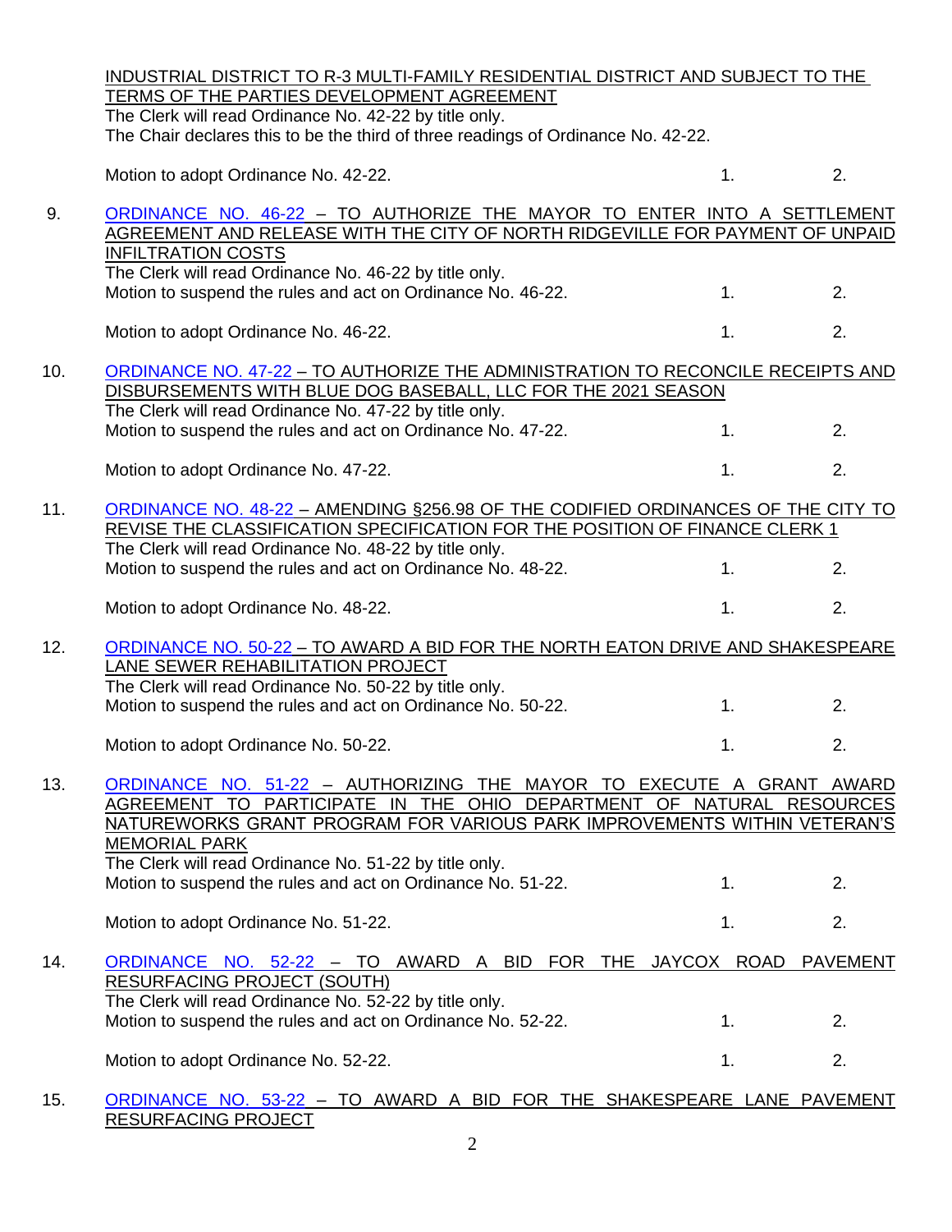INDUSTRIAL DISTRICT TO R-3 MULTI-FAMILY RESIDENTIAL DISTRICT AND SUBJECT TO THE TERMS OF THE PARTIES DEVELOPMENT AGREEMENT
The Clerk will read Ordinance No. 42-22 by title only.
The Chair declares this to be the third of three readings of Ordinance No. 42-22.

Motion to adopt Ordinance No. 42-22. 1. 2.

9. ORDINANCE NO. 46-22 – TO AUTHORIZE THE MAYOR TO ENTER INTO A SETTLEMENT AGREEMENT AND RELEASE WITH THE CITY OF NORTH RIDGEVILLE FOR PAYMENT OF UNPAID INFILTRATION COSTS
The Clerk will read Ordinance No. 46-22 by title only.
Motion to suspend the rules and act on Ordinance No. 46-22. 1. 2.

Motion to adopt Ordinance No. 46-22. 1. 2.

10. ORDINANCE NO. 47-22 – TO AUTHORIZE THE ADMINISTRATION TO RECONCILE RECEIPTS AND DISBURSEMENTS WITH BLUE DOG BASEBALL, LLC FOR THE 2021 SEASON
The Clerk will read Ordinance No. 47-22 by title only.
Motion to suspend the rules and act on Ordinance No. 47-22. 1. 2.

Motion to adopt Ordinance No. 47-22. 1. 2.

11. ORDINANCE NO. 48-22 – AMENDING §256.98 OF THE CODIFIED ORDINANCES OF THE CITY TO REVISE THE CLASSIFICATION SPECIFICATION FOR THE POSITION OF FINANCE CLERK 1
The Clerk will read Ordinance No. 48-22 by title only.
Motion to suspend the rules and act on Ordinance No. 48-22. 1. 2.

Motion to adopt Ordinance No. 48-22. 1. 2.

12. ORDINANCE NO. 50-22 – TO AWARD A BID FOR THE NORTH EATON DRIVE AND SHAKESPEARE LANE SEWER REHABILITATION PROJECT
The Clerk will read Ordinance No. 50-22 by title only.
Motion to suspend the rules and act on Ordinance No. 50-22. 1. 2.

Motion to adopt Ordinance No. 50-22. 1. 2.

13. ORDINANCE NO. 51-22 – AUTHORIZING THE MAYOR TO EXECUTE A GRANT AWARD AGREEMENT TO PARTICIPATE IN THE OHIO DEPARTMENT OF NATURAL RESOURCES NATUREWORKS GRANT PROGRAM FOR VARIOUS PARK IMPROVEMENTS WITHIN VETERAN'S MEMORIAL PARK
The Clerk will read Ordinance No. 51-22 by title only.
Motion to suspend the rules and act on Ordinance No. 51-22. 1. 2.

Motion to adopt Ordinance No. 51-22. 1. 2.

14. ORDINANCE NO. 52-22 – TO AWARD A BID FOR THE JAYCOX ROAD PAVEMENT RESURFACING PROJECT (SOUTH)
The Clerk will read Ordinance No. 52-22 by title only.
Motion to suspend the rules and act on Ordinance No. 52-22. 1. 2.

Motion to adopt Ordinance No. 52-22. 1. 2.

15. ORDINANCE NO. 53-22 – TO AWARD A BID FOR THE SHAKESPEARE LANE PAVEMENT RESURFACING PROJECT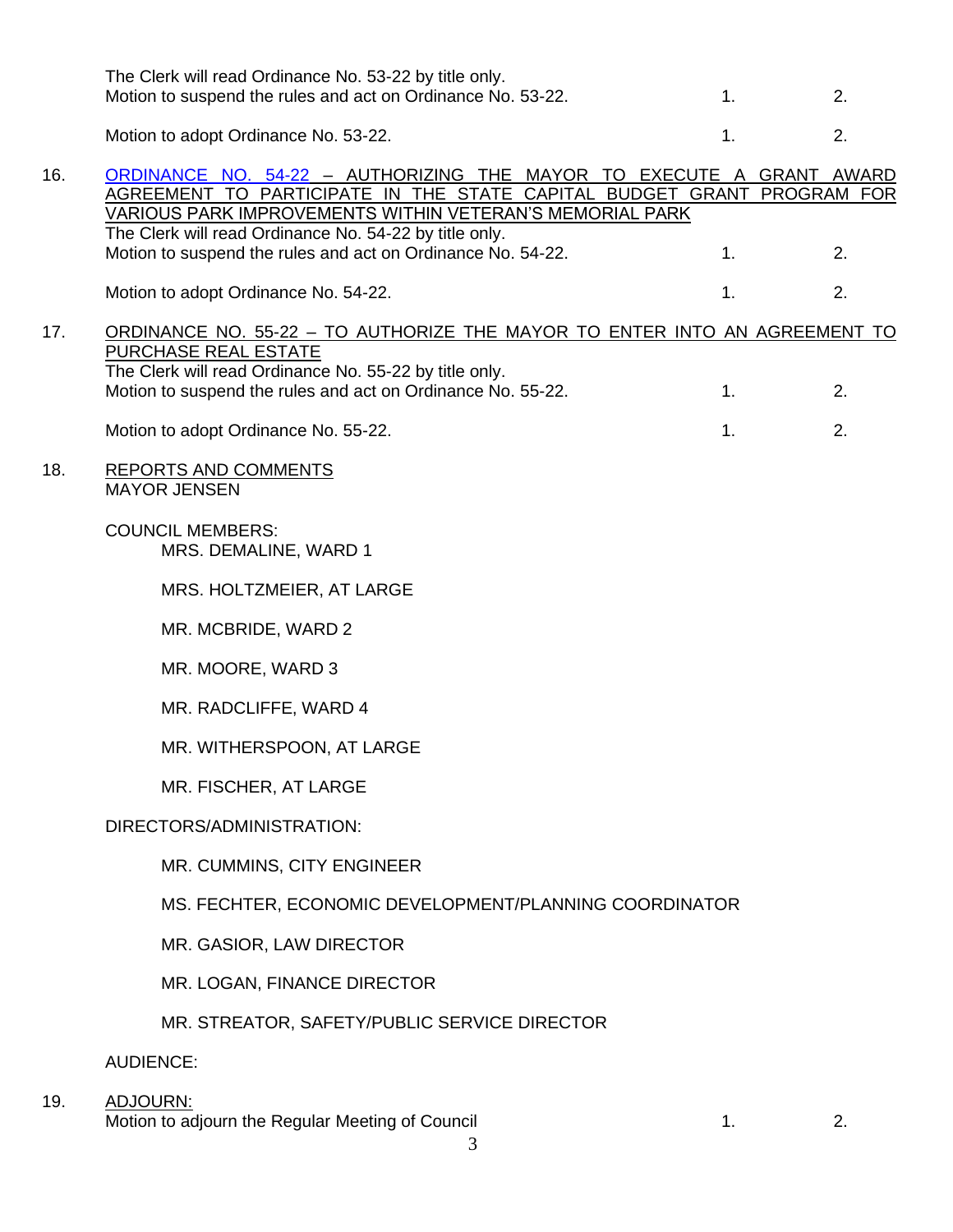The Clerk will read Ordinance No. 53-22 by title only.
Motion to suspend the rules and act on Ordinance No. 53-22. 1. 2.

Motion to adopt Ordinance No. 53-22. 1. 2.

16. ORDINANCE NO. 54-22 – AUTHORIZING THE MAYOR TO EXECUTE A GRANT AWARD AGREEMENT TO PARTICIPATE IN THE STATE CAPITAL BUDGET GRANT PROGRAM FOR VARIOUS PARK IMPROVEMENTS WITHIN VETERAN'S MEMORIAL PARK
The Clerk will read Ordinance No. 54-22 by title only.
Motion to suspend the rules and act on Ordinance No. 54-22. 1. 2.

Motion to adopt Ordinance No. 54-22. 1. 2.

17. ORDINANCE NO. 55-22 – TO AUTHORIZE THE MAYOR TO ENTER INTO AN AGREEMENT TO PURCHASE REAL ESTATE
The Clerk will read Ordinance No. 55-22 by title only.
Motion to suspend the rules and act on Ordinance No. 55-22. 1. 2.

Motion to adopt Ordinance No. 55-22. 1. 2.

18. REPORTS AND COMMENTS
MAYOR JENSEN

COUNCIL MEMBERS:

MRS. DEMALINE, WARD 1

MRS. HOLTZMEIER, AT LARGE

MR. MCBRIDE, WARD 2

MR. MOORE, WARD 3

MR. RADCLIFFE, WARD 4

MR. WITHERSPOON, AT LARGE

MR. FISCHER, AT LARGE

DIRECTORS/ADMINISTRATION:

MR. CUMMINS, CITY ENGINEER

MS. FECHTER, ECONOMIC DEVELOPMENT/PLANNING COORDINATOR

MR. GASIOR, LAW DIRECTOR

MR. LOGAN, FINANCE DIRECTOR

MR. STREATOR, SAFETY/PUBLIC SERVICE DIRECTOR

AUDIENCE:

19. ADJOURN:
Motion to adjourn the Regular Meeting of Council 1. 2.